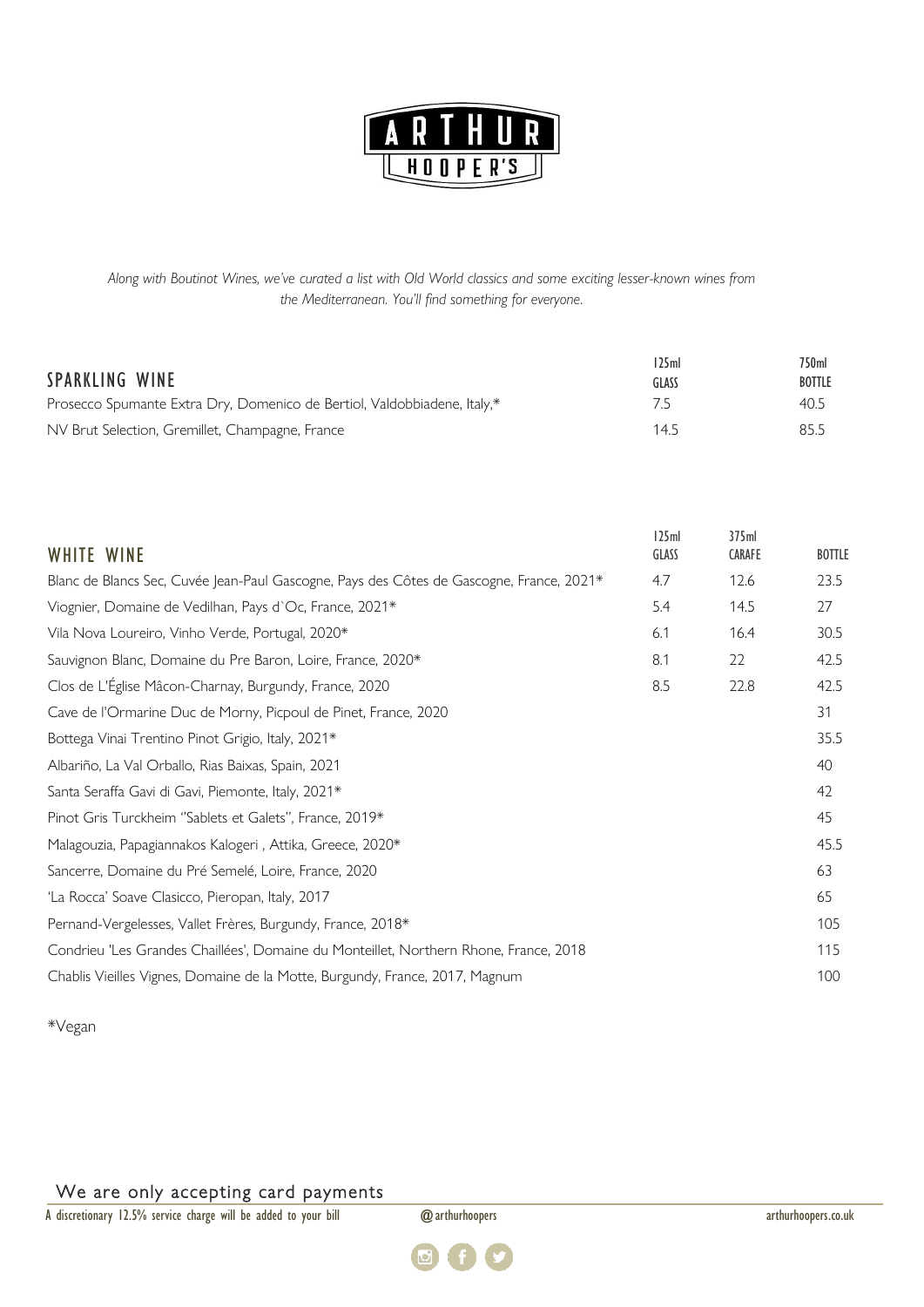# ARTHUR HOOPER'S

*Along with Boutinot Wines, we've curated a list with Old World classics and some exciting lesser-known wines from the Mediterranean. You'll find something for everyone.*

| SPARKLING WINE | 125ml GLASS | 750ml BOTTLE |
|---|---|---|
| Prosecco Spumante Extra Dry, Domenico de Bertiol, Valdobbiadene, Italy,* | 7.5 | 40.5 |
| NV Brut Selection, Gremillet, Champagne, France | 14.5 | 85.5 |

| WHITE WINE | 125ml GLASS | 375ml CARAFE | BOTTLE |
|---|---|---|---|
| Blanc de Blancs Sec, Cuvée Jean-Paul Gascogne, Pays des Côtes de Gascogne, France, 2021* | 4.7 | 12.6 | 23.5 |
| Viognier, Domaine de Vedilhan, Pays d`Oc, France, 2021* | 5.4 | 14.5 | 27 |
| Vila Nova Loureiro, Vinho Verde, Portugal, 2020* | 6.1 | 16.4 | 30.5 |
| Sauvignon Blanc, Domaine du Pre Baron, Loire, France, 2020* | 8.1 | 22 | 42.5 |
| Clos de L'Église Mâcon-Charnay, Burgundy, France, 2020 | 8.5 | 22.8 | 42.5 |
| Cave de l'Ormarine Duc de Morny, Picpoul de Pinet, France, 2020 | | | 31 |
| Bottega Vinai Trentino Pinot Grigio, Italy, 2021* | | | 35.5 |
| Albariño, La Val Orballo, Rias Baixas, Spain, 2021 | | | 40 |
| Santa Seraffa Gavi di Gavi, Piemonte, Italy, 2021* | | | 42 |
| Pinot Gris Turckheim "Sablets et Galets", France, 2019* | | | 45 |
| Malagouzia, Papagiannakos Kalogeri , Attika, Greece, 2020* | | | 45.5 |
| Sancerre, Domaine du Pré Semelé, Loire, France, 2020 | | | 63 |
| 'La Rocca' Soave Clasicco, Pieropan, Italy, 2017 | | | 65 |
| Pernand-Vergelesses, Vallet Frères, Burgundy, France, 2018* | | | 105 |
| Condrieu 'Les Grandes Chaillées', Domaine du Monteillet, Northern Rhone, France, 2018 | | | 115 |
| Chablis Vieilles Vignes, Domaine de la Motte, Burgundy, France, 2017, Magnum | | | 100 |

*Vegan

We are only accepting card payments

A discretionary 12.5% service charge will be added to your bill

@arthurhoopers

arthurhoopers.co.uk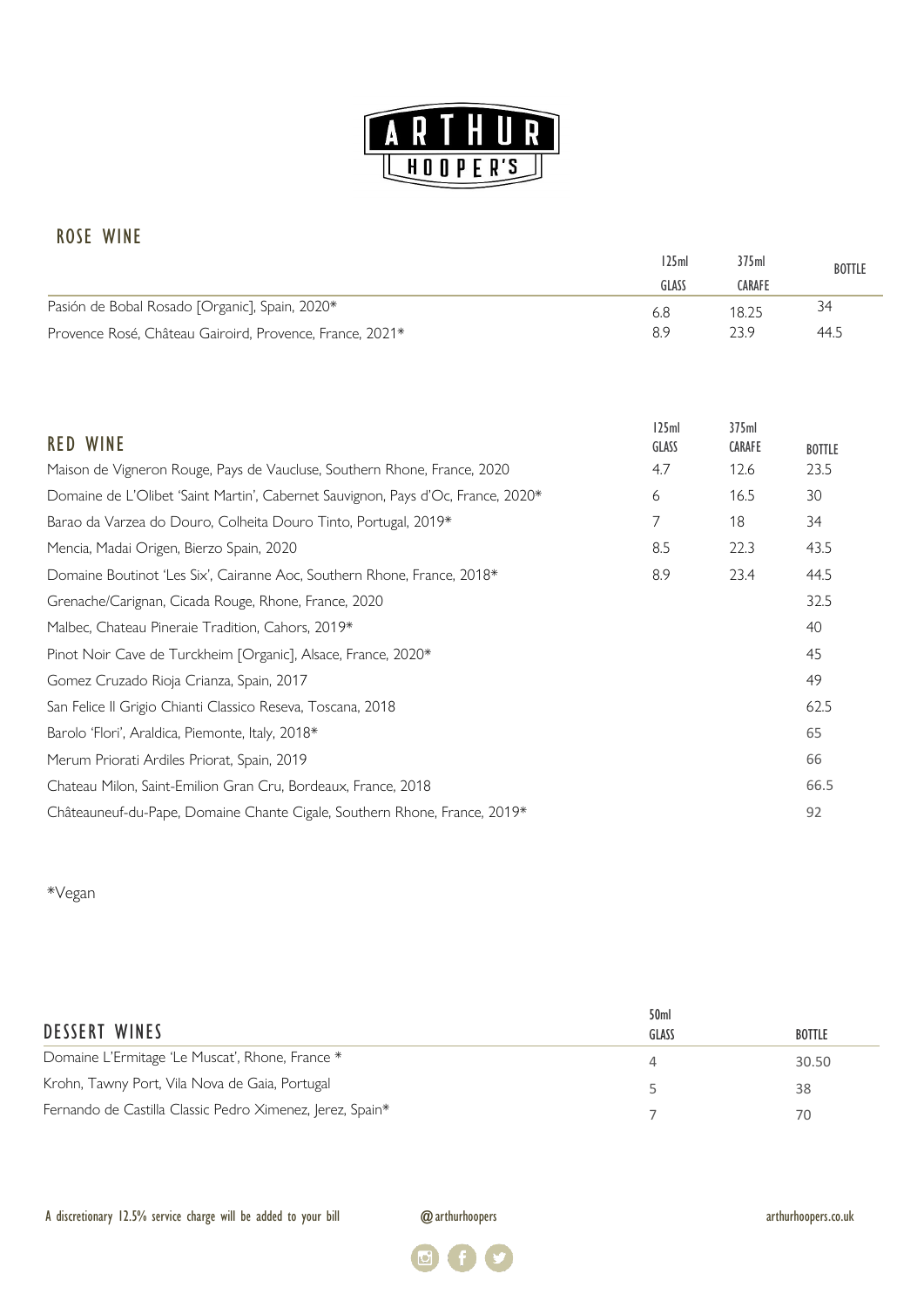# ARTHUR HOOPER'S

## ROSE WINE

| | 125ml GLASS | 375ml CARAFE | BOTTLE |
|---|---|---|---|
| Pasión de Bobal Rosado [Organic], Spain, 2020* | 6.8 | 18.25 | 34 |
| Provence Rosé, Château Gairoird, Provence, France, 2021* | 8.9 | 23.9 | 44.5 |

## RED WINE

| | 125ml GLASS | 375ml CARAFE | BOTTLE |
|---|---|---|---|
| Maison de Vigneron Rouge, Pays de Vaucluse, Southern Rhone, France, 2020 | 4.7 | 12.6 | 23.5 |
| Domaine de L'Olibet 'Saint Martin', Cabernet Sauvignon, Pays d'Oc, France, 2020* | 6 | 16.5 | 30 |
| Barao da Varzea do Douro, Colheita Douro Tinto, Portugal, 2019* | 7 | 18 | 34 |
| Mencia, Madai Origen, Bierzo Spain, 2020 | 8.5 | 22.3 | 43.5 |
| Domaine Boutinot 'Les Six', Cairanne Aoc, Southern Rhone, France, 2018* | 8.9 | 23.4 | 44.5 |
| Grenache/Carignan, Cicada Rouge, Rhone, France, 2020 | | | 32.5 |
| Malbec, Chateau Pineraie Tradition, Cahors, 2019* | | | 40 |
| Pinot Noir Cave de Turckheim [Organic], Alsace, France, 2020* | | | 45 |
| Gomez Cruzado Rioja Crianza, Spain, 2017 | | | 49 |
| San Felice Il Grigio Chianti Classico Reseva, Toscana, 2018 | | | 62.5 |
| Barolo 'Flori', Araldica, Piemonte, Italy, 2018* | | | 65 |
| Merum Priorati Ardiles Priorat, Spain, 2019 | | | 66 |
| Chateau Milon, Saint-Emilion Gran Cru, Bordeaux, France, 2018 | | | 66.5 |
| Châteauneuf-du-Pape, Domaine Chante Cigale, Southern Rhone, France, 2019* | | | 92 |

*Vegan

## DESSERT WINES

| | 50ml GLASS | BOTTLE |
|---|---|---|
| Domaine L'Ermitage 'Le Muscat', Rhone, France * | 4 | 30.50 |
| Krohn, Tawny Port, Vila Nova de Gaia, Portugal | 5 | 38 |
| Fernando de Castilla Classic Pedro Ximenez, Jerez, Spain* | 7 | 70 |

A discretionary 12.5% service charge will be added to your bill

@arthurhoopers

arthurhoopers.co.uk